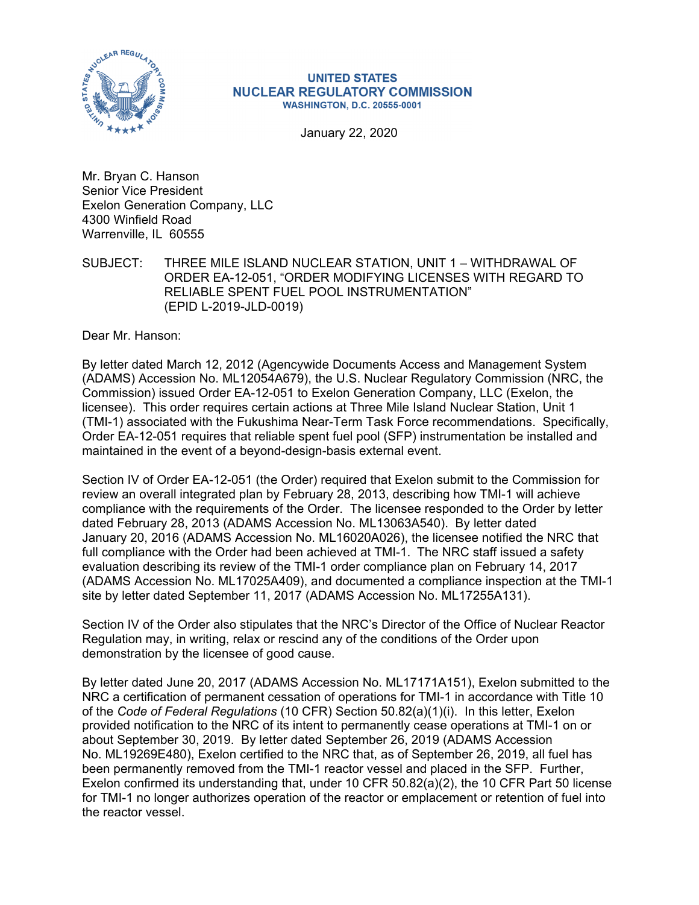**UNITED STATES**
**NUCLEAR REGULATORY COMMISSION**
**WASHINGTON, D.C. 20555-0001**

January 22, 2020

Mr. Bryan C. Hanson
Senior Vice President
Exelon Generation Company, LLC
4300 Winfield Road
Warrenville, IL 60555

SUBJECT: THREE MILE ISLAND NUCLEAR STATION, UNIT 1 – WITHDRAWAL OF ORDER EA-12-051, "ORDER MODIFYING LICENSES WITH REGARD TO RELIABLE SPENT FUEL POOL INSTRUMENTATION" (EPID L-2019-JLD-0019)

Dear Mr. Hanson:

By letter dated March 12, 2012 (Agencywide Documents Access and Management System (ADAMS) Accession No. ML12054A679), the U.S. Nuclear Regulatory Commission (NRC, the Commission) issued Order EA-12-051 to Exelon Generation Company, LLC (Exelon, the licensee). This order requires certain actions at Three Mile Island Nuclear Station, Unit 1 (TMI-1) associated with the Fukushima Near-Term Task Force recommendations. Specifically, Order EA-12-051 requires that reliable spent fuel pool (SFP) instrumentation be installed and maintained in the event of a beyond-design-basis external event.

Section IV of Order EA-12-051 (the Order) required that Exelon submit to the Commission for review an overall integrated plan by February 28, 2013, describing how TMI-1 will achieve compliance with the requirements of the Order. The licensee responded to the Order by letter dated February 28, 2013 (ADAMS Accession No. ML13063A540). By letter dated January 20, 2016 (ADAMS Accession No. ML16020A026), the licensee notified the NRC that full compliance with the Order had been achieved at TMI-1. The NRC staff issued a safety evaluation describing its review of the TMI-1 order compliance plan on February 14, 2017 (ADAMS Accession No. ML17025A409), and documented a compliance inspection at the TMI-1 site by letter dated September 11, 2017 (ADAMS Accession No. ML17255A131).

Section IV of the Order also stipulates that the NRC's Director of the Office of Nuclear Reactor Regulation may, in writing, relax or rescind any of the conditions of the Order upon demonstration by the licensee of good cause.

By letter dated June 20, 2017 (ADAMS Accession No. ML17171A151), Exelon submitted to the NRC a certification of permanent cessation of operations for TMI-1 in accordance with Title 10 of the *Code of Federal Regulations* (10 CFR) Section 50.82(a)(1)(i). In this letter, Exelon provided notification to the NRC of its intent to permanently cease operations at TMI-1 on or about September 30, 2019. By letter dated September 26, 2019 (ADAMS Accession No. ML19269E480), Exelon certified to the NRC that, as of September 26, 2019, all fuel has been permanently removed from the TMI-1 reactor vessel and placed in the SFP. Further, Exelon confirmed its understanding that, under 10 CFR 50.82(a)(2), the 10 CFR Part 50 license for TMI-1 no longer authorizes operation of the reactor or emplacement or retention of fuel into the reactor vessel.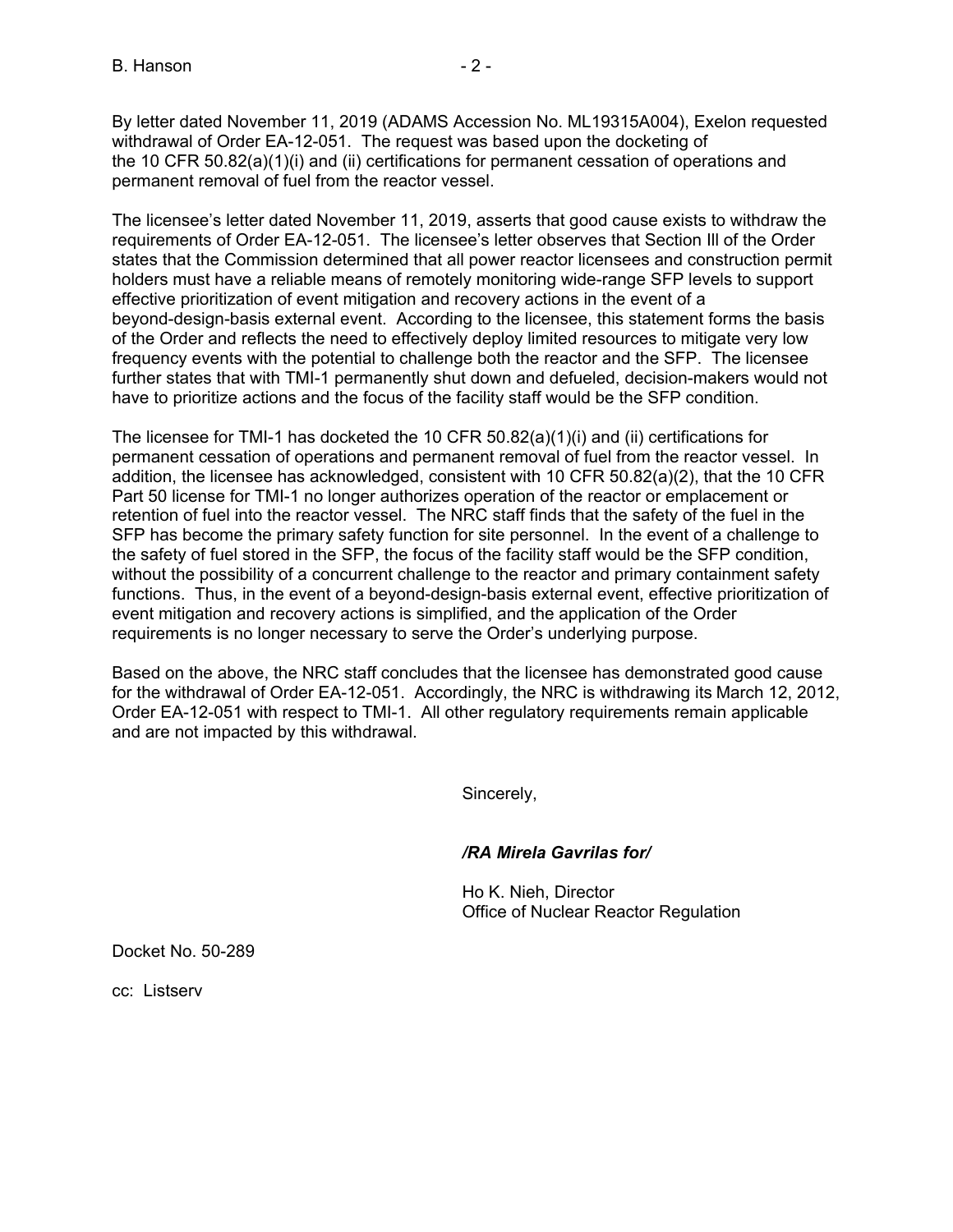By letter dated November 11, 2019 (ADAMS Accession No. ML19315A004), Exelon requested withdrawal of Order EA-12-051. The request was based upon the docketing of the 10 CFR 50.82(a)(1)(i) and (ii) certifications for permanent cessation of operations and permanent removal of fuel from the reactor vessel.

The licensee's letter dated November 11, 2019, asserts that good cause exists to withdraw the requirements of Order EA-12-051. The licensee's letter observes that Section III of the Order states that the Commission determined that all power reactor licensees and construction permit holders must have a reliable means of remotely monitoring wide-range SFP levels to support effective prioritization of event mitigation and recovery actions in the event of a beyond-design-basis external event. According to the licensee, this statement forms the basis of the Order and reflects the need to effectively deploy limited resources to mitigate very low frequency events with the potential to challenge both the reactor and the SFP. The licensee further states that with TMI-1 permanently shut down and defueled, decision-makers would not have to prioritize actions and the focus of the facility staff would be the SFP condition.

The licensee for TMI-1 has docketed the 10 CFR 50.82(a)(1)(i) and (ii) certifications for permanent cessation of operations and permanent removal of fuel from the reactor vessel. In addition, the licensee has acknowledged, consistent with 10 CFR 50.82(a)(2), that the 10 CFR Part 50 license for TMI-1 no longer authorizes operation of the reactor or emplacement or retention of fuel into the reactor vessel. The NRC staff finds that the safety of the fuel in the SFP has become the primary safety function for site personnel. In the event of a challenge to the safety of fuel stored in the SFP, the focus of the facility staff would be the SFP condition, without the possibility of a concurrent challenge to the reactor and primary containment safety functions. Thus, in the event of a beyond-design-basis external event, effective prioritization of event mitigation and recovery actions is simplified, and the application of the Order requirements is no longer necessary to serve the Order's underlying purpose.

Based on the above, the NRC staff concludes that the licensee has demonstrated good cause for the withdrawal of Order EA-12-051. Accordingly, the NRC is withdrawing its March 12, 2012, Order EA-12-051 with respect to TMI-1. All other regulatory requirements remain applicable and are not impacted by this withdrawal.

Sincerely,

***/RA Mirela Gavrilas for/***

Ho K. Nieh, Director
Office of Nuclear Reactor Regulation

Docket No. 50-289

cc: Listserv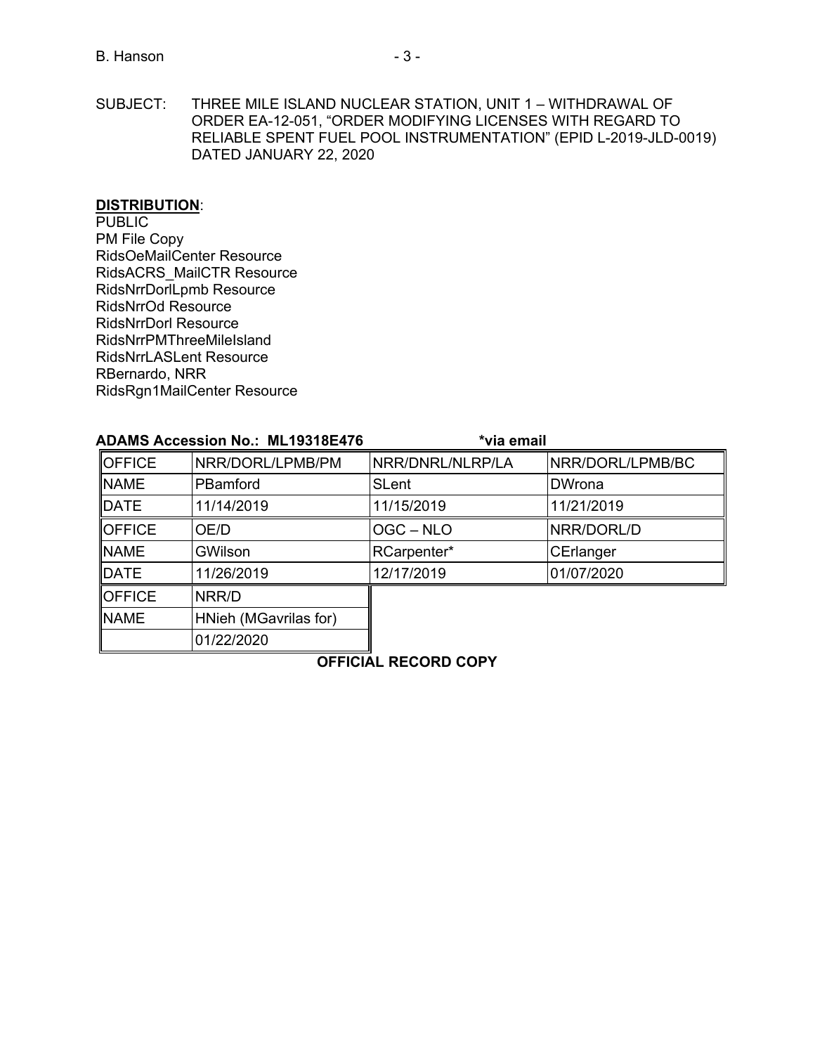SUBJECT: THREE MILE ISLAND NUCLEAR STATION, UNIT 1 – WITHDRAWAL OF ORDER EA-12-051, "ORDER MODIFYING LICENSES WITH REGARD TO RELIABLE SPENT FUEL POOL INSTRUMENTATION" (EPID L-2019-JLD-0019) DATED JANUARY 22, 2020

**DISTRIBUTION**:

PUBLIC
PM File Copy
RidsOeMailCenter Resource
RidsACRS_MailCTR Resource
RidsNrrDorlLpmb Resource
RidsNrrOd Resource
RidsNrrDorl Resource
RidsNrrPMThreeMileIsland
RidsNrrLASLent Resource
RBernardo, NRR
RidsRgn1MailCenter Resource

**ADAMS Accession No.: ML19318E476** **\*via email**

| | | | |
|---|---|---|---|
| OFFICE | NRR/DORL/LPMB/PM | NRR/DNRL/NLRP/LA | NRR/DORL/LPMB/BC |
| NAME | PBamford | SLent | DWrona |
| DATE | 11/14/2019 | 11/15/2019 | 11/21/2019 |
| OFFICE | OE/D | OGC – NLO | NRR/DORL/D |
| NAME | GWilson | RCarpenter* | CErlanger |
| DATE | 11/26/2019 | 12/17/2019 | 01/07/2020 |
| OFFICE | NRR/D | | |
| NAME | HNieh (MGavrilas for) | | |
| | 01/22/2020 | | |

**OFFICIAL RECORD COPY**